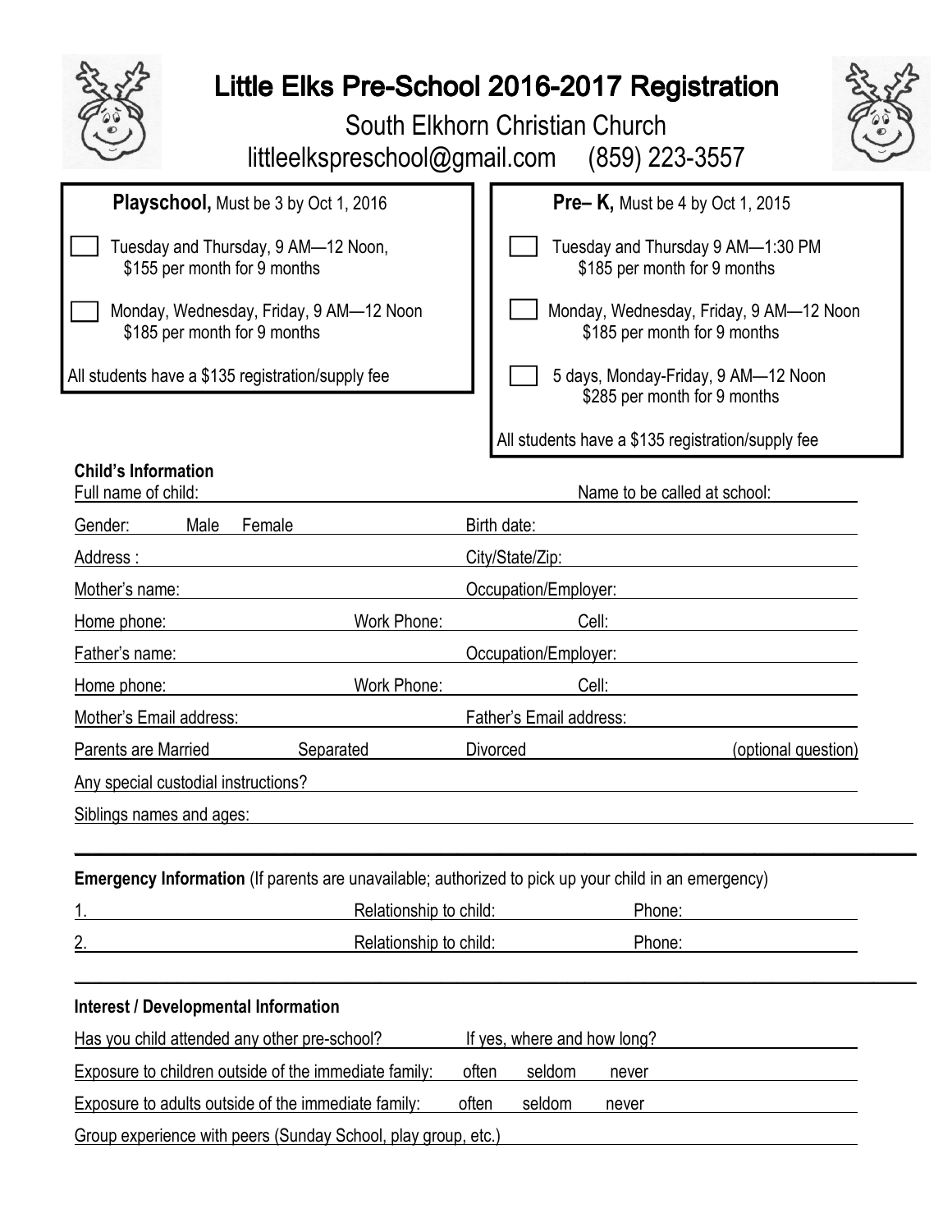# Little Elks Pre-School 2016-2017 Registration

South Elkhorn Christian Church
littleelkspreschool@gmail.com (859) 223-3557

**Playschool,** Must be 3 by Oct 1, 2016

- ☐ Tuesday and Thursday, 9 AM—12 Noon, $155 per month for 9 months
- ☐ Monday, Wednesday, Friday, 9 AM—12 Noon $185 per month for 9 months

All students have a $135 registration/supply fee

**Pre– K,** Must be 4 by Oct 1, 2015

- ☐ Tuesday and Thursday 9 AM—1:30 PM $185 per month for 9 months
- ☐ Monday, Wednesday, Friday, 9 AM—12 Noon $185 per month for 9 months
- ☐ 5 days, Monday-Friday, 9 AM—12 Noon $285 per month for 9 months

All students have a $135 registration/supply fee

**Child's Information**

Full name of child: ______________________ Name to be called at school: ______________

Gender: Male Female ______________ Birth date: ______________________

Address : ______________________ City/State/Zip: ______________________

Mother's name: ______________________ Occupation/Employer: ______________________

Home phone: ______________ Work Phone: ______________ Cell: ______________

Father's name: ______________________ Occupation/Employer: ______________________

Home phone: ______________ Work Phone: ______________ Cell: ______________

Mother's Email address: ______________________ Father's Email address: ______________________

Parents are Married Separated Divorced (optional question)

Any special custodial instructions? ______________________________________________

Siblings names and ages: ______________________________________________

**Emergency Information** (If parents are unavailable; authorized to pick up your child in an emergency)

1. ______________________ Relationship to child: ______________ Phone: ______________
2. ______________________ Relationship to child: ______________ Phone: ______________

**Interest / Developmental Information**

Has you child attended any other pre-school? ______________ If yes, where and how long? ______________

Exposure to children outside of the immediate family: often seldom never

Exposure to adults outside of the immediate family: often seldom never

Group experience with peers (Sunday School, play group, etc.) ______________________________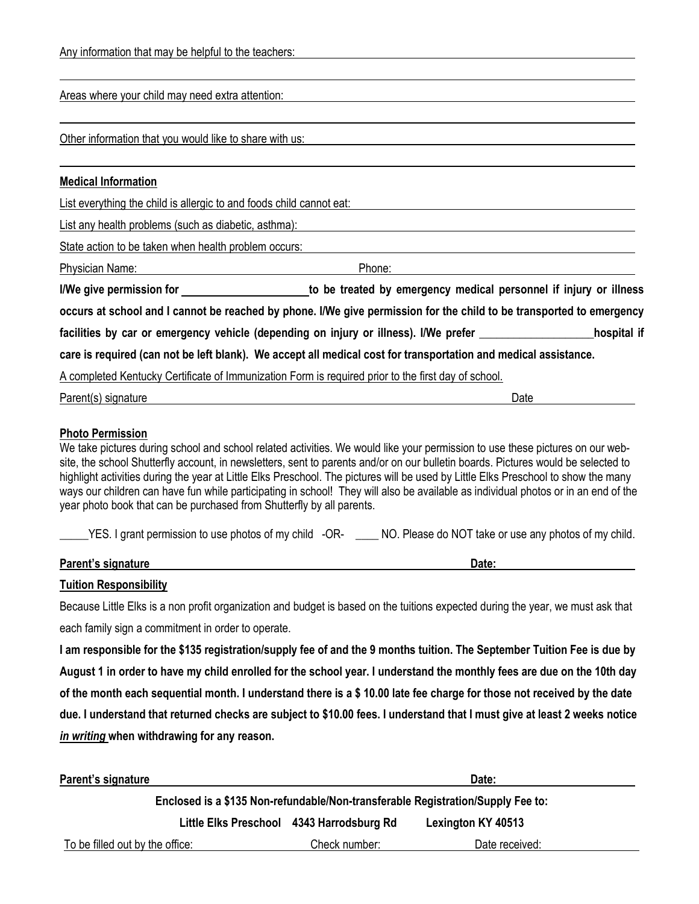Any information that may be helpful to the teachers: ______________________________________________

______________________________________________________________________________

Areas where your child may need extra attention: ______________________________________________

______________________________________________________________________________

Other information that you would like to share with us: ________________________________________

______________________________________________________________________________

**Medical Information**

List everything the child is allergic to and foods child cannot eat: ______________________________

List any health problems (such as diabetic, asthma): __________________________________________

State action to be taken when health problem occurs: __________________________________________

Physician Name: ______________________________ Phone: ______________________________

**I/We give permission for ______________________ to be treated by emergency medical personnel if injury or illness occurs at school and I cannot be reached by phone. I/We give permission for the child to be transported to emergency facilities by car or emergency vehicle (depending on injury or illness). I/We prefer ____________________ hospital if care is required (can not be left blank). We accept all medical cost for transportation and medical assistance.**

A completed Kentucky Certificate of Immunization Form is required prior to the first day of school.

Parent(s) signature ______________________________________________ Date ______________

**Photo Permission**

We take pictures during school and school related activities. We would like your permission to use these pictures on our web-site, the school Shutterfly account, in newsletters, sent to parents and/or on our bulletin boards. Pictures would be selected to highlight activities during the year at Little Elks Preschool. The pictures will be used by Little Elks Preschool to show the many ways our children can have fun while participating in school! They will also be available as individual photos or in an end of the year photo book that can be purchased from Shutterfly by all parents.

_____YES. I grant permission to use photos of my child -OR- ____ NO. Please do NOT take or use any photos of my child.

**Parent's signature ______________________________________________ Date: ______________**

**Tuition Responsibility**

Because Little Elks is a non profit organization and budget is based on the tuitions expected during the year, we must ask that each family sign a commitment in order to operate.

**I am responsible for the $135 registration/supply fee of and the 9 months tuition. The September Tuition Fee is due by August 1 in order to have my child enrolled for the school year. I understand the monthly fees are due on the 10th day of the month each sequential month. I understand there is a $ 10.00 late fee charge for those not received by the date due. I understand that returned checks are subject to $10.00 fees. I understand that I must give at least 2 weeks notice *in writing* when withdrawing for any reason.**

**Parent's signature ______________________________________________ Date: ______________**

**Enclosed is a $135 Non-refundable/Non-transferable Registration/Supply Fee to:**

**Little Elks Preschool 4343 Harrodsburg Rd Lexington KY 40513**

To be filled out by the office: Check number: ______________ Date received: ______________